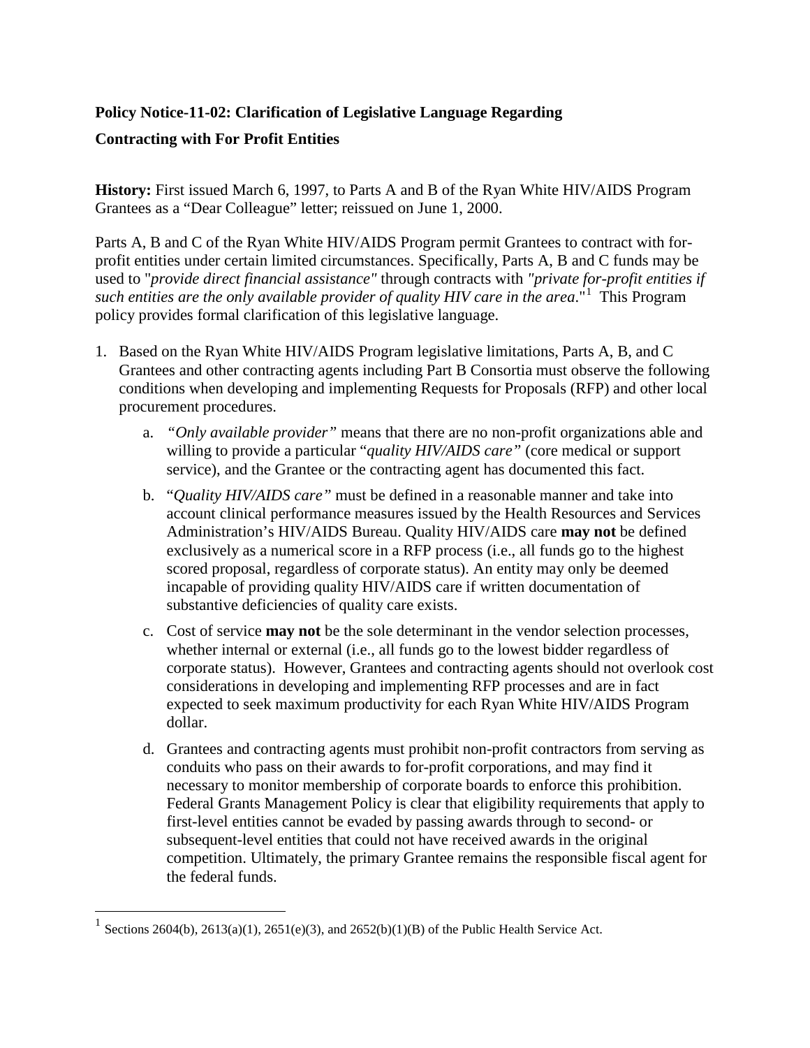**Policy Notice-11-02: Clarification of Legislative Language Regarding Contracting with For Profit Entities**

**History:** First issued March 6, 1997, to Parts A and B of the Ryan White HIV/AIDS Program Grantees as a "Dear Colleague" letter; reissued on June 1, 2000.

Parts A, B and C of the Ryan White HIV/AIDS Program permit Grantees to contract with for-profit entities under certain limited circumstances. Specifically, Parts A, B and C funds may be used to "*provide direct financial assistance*" through contracts with *"private for-profit entities if such entities are the only available provider of quality HIV care in the area*."[1] This Program policy provides formal clarification of this legislative language.

1. Based on the Ryan White HIV/AIDS Program legislative limitations, Parts A, B, and C Grantees and other contracting agents including Part B Consortia must observe the following conditions when developing and implementing Requests for Proposals (RFP) and other local procurement procedures.
   a. *"Only available provider"* means that there are no non-profit organizations able and willing to provide a particular "*quality HIV/AIDS care"* (core medical or support service), and the Grantee or the contracting agent has documented this fact.
   b. "*Quality HIV/AIDS care"* must be defined in a reasonable manner and take into account clinical performance measures issued by the Health Resources and Services Administration's HIV/AIDS Bureau. Quality HIV/AIDS care **may not** be defined exclusively as a numerical score in a RFP process (i.e., all funds go to the highest scored proposal, regardless of corporate status). An entity may only be deemed incapable of providing quality HIV/AIDS care if written documentation of substantive deficiencies of quality care exists.
   c. Cost of service **may not** be the sole determinant in the vendor selection processes, whether internal or external (i.e., all funds go to the lowest bidder regardless of corporate status). However, Grantees and contracting agents should not overlook cost considerations in developing and implementing RFP processes and are in fact expected to seek maximum productivity for each Ryan White HIV/AIDS Program dollar.
   d. Grantees and contracting agents must prohibit non-profit contractors from serving as conduits who pass on their awards to for-profit corporations, and may find it necessary to monitor membership of corporate boards to enforce this prohibition. Federal Grants Management Policy is clear that eligibility requirements that apply to first-level entities cannot be evaded by passing awards through to second- or subsequent-level entities that could not have received awards in the original competition. Ultimately, the primary Grantee remains the responsible fiscal agent for the federal funds.

[1] Sections 2604(b), 2613(a)(1), 2651(e)(3), and 2652(b)(1)(B) of the Public Health Service Act.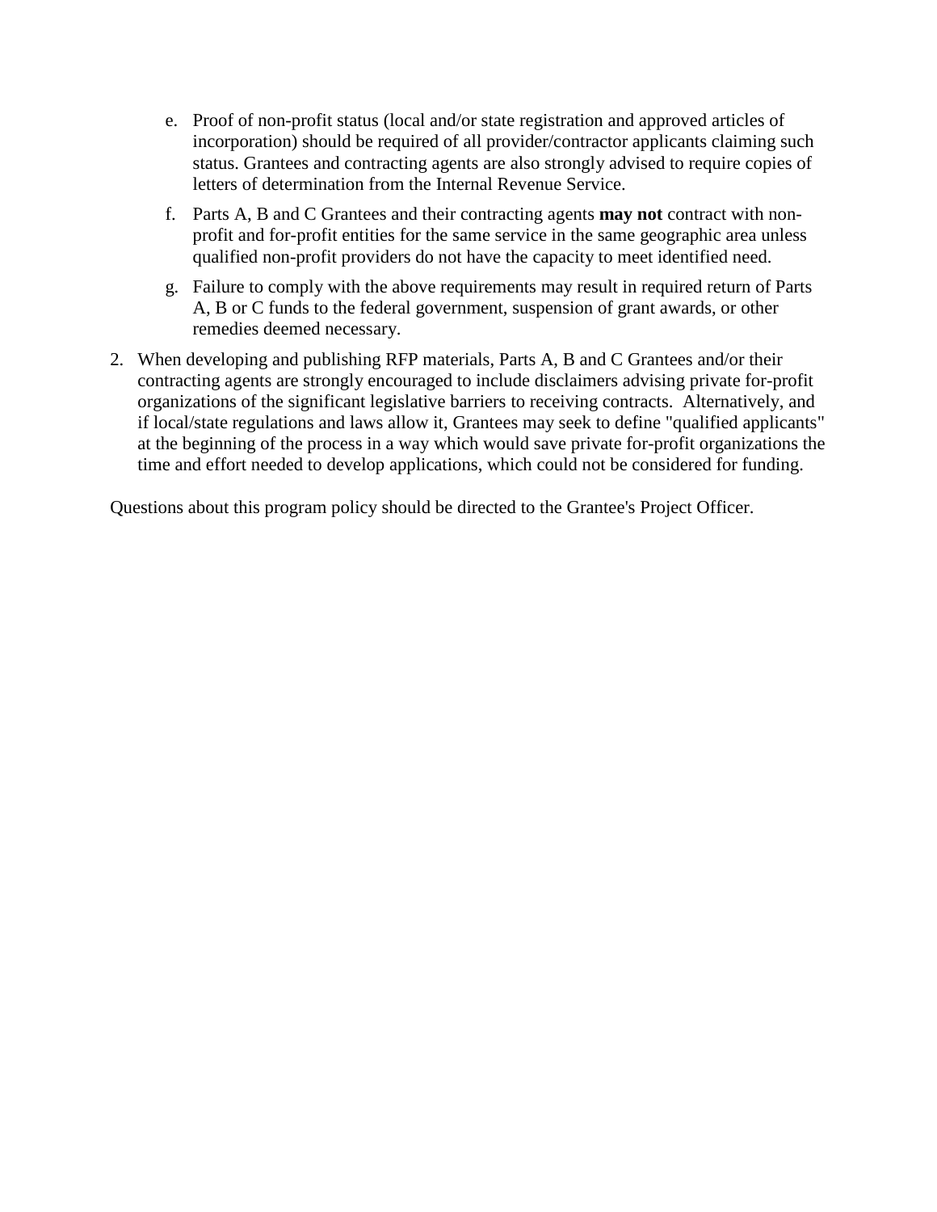e. Proof of non-profit status (local and/or state registration and approved articles of incorporation) should be required of all provider/contractor applicants claiming such status. Grantees and contracting agents are also strongly advised to require copies of letters of determination from the Internal Revenue Service.

   f. Parts A, B and C Grantees and their contracting agents **may not** contract with non-profit and for-profit entities for the same service in the same geographic area unless qualified non-profit providers do not have the capacity to meet identified need.

   g. Failure to comply with the above requirements may result in required return of Parts A, B or C funds to the federal government, suspension of grant awards, or other remedies deemed necessary.

2. When developing and publishing RFP materials, Parts A, B and C Grantees and/or their contracting agents are strongly encouraged to include disclaimers advising private for-profit organizations of the significant legislative barriers to receiving contracts. Alternatively, and if local/state regulations and laws allow it, Grantees may seek to define "qualified applicants" at the beginning of the process in a way which would save private for-profit organizations the time and effort needed to develop applications, which could not be considered for funding.

Questions about this program policy should be directed to the Grantee's Project Officer.